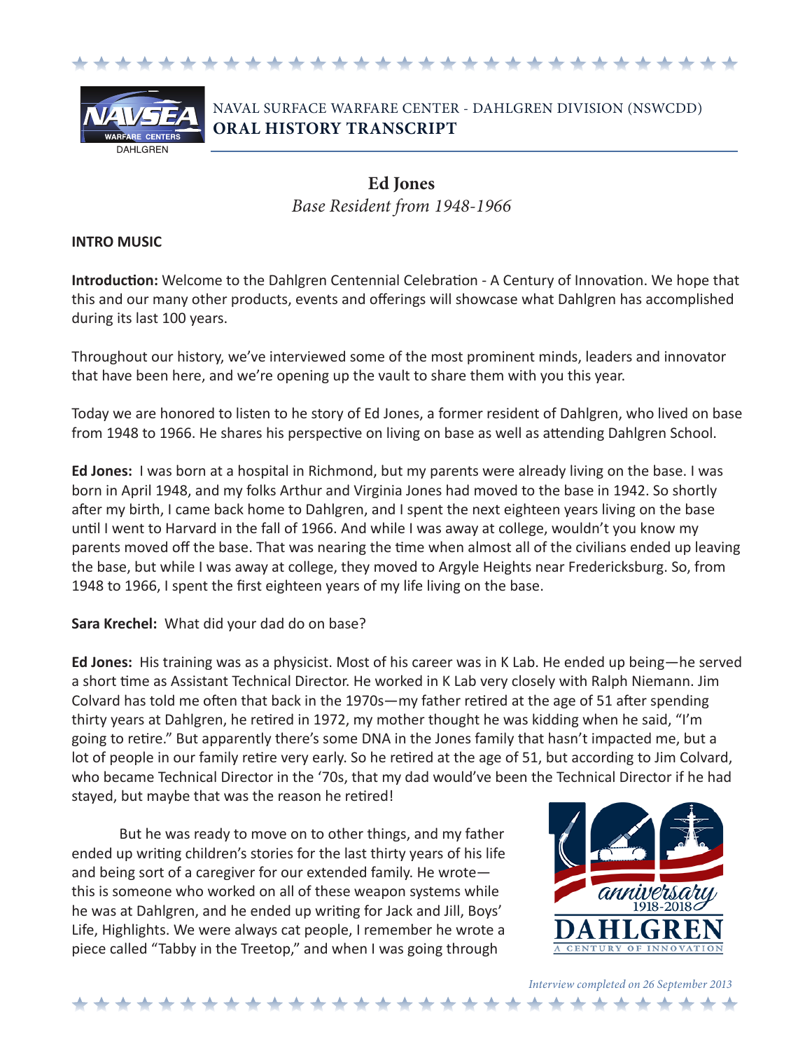NAVAL SURFACE WARFARE CENTER - DAHLGREN DIVISION (NSWCDD)
**ORAL HISTORY TRANSCRIPT**

# Ed Jones
*Base Resident from 1948-1966*

**INTRO MUSIC**

**Introduction:** Welcome to the Dahlgren Centennial Celebration - A Century of Innovation. We hope that this and our many other products, events and offerings will showcase what Dahlgren has accomplished during its last 100 years.

Throughout our history, we've interviewed some of the most prominent minds, leaders and innovator that have been here, and we're opening up the vault to share them with you this year.

Today we are honored to listen to he story of Ed Jones, a former resident of Dahlgren, who lived on base from 1948 to 1966. He shares his perspective on living on base as well as attending Dahlgren School.

**Ed Jones:** I was born at a hospital in Richmond, but my parents were already living on the base. I was born in April 1948, and my folks Arthur and Virginia Jones had moved to the base in 1942. So shortly after my birth, I came back home to Dahlgren, and I spent the next eighteen years living on the base until I went to Harvard in the fall of 1966. And while I was away at college, wouldn't you know my parents moved off the base. That was nearing the time when almost all of the civilians ended up leaving the base, but while I was away at college, they moved to Argyle Heights near Fredericksburg. So, from 1948 to 1966, I spent the first eighteen years of my life living on the base.

**Sara Krechel:** What did your dad do on base?

**Ed Jones:** His training was as a physicist. Most of his career was in K Lab. He ended up being—he served a short time as Assistant Technical Director. He worked in K Lab very closely with Ralph Niemann. Jim Colvard has told me often that back in the 1970s—my father retired at the age of 51 after spending thirty years at Dahlgren, he retired in 1972, my mother thought he was kidding when he said, "I'm going to retire." But apparently there's some DNA in the Jones family that hasn't impacted me, but a lot of people in our family retire very early. So he retired at the age of 51, but according to Jim Colvard, who became Technical Director in the '70s, that my dad would've been the Technical Director if he had stayed, but maybe that was the reason he retired!

But he was ready to move on to other things, and my father ended up writing children's stories for the last thirty years of his life and being sort of a caregiver for our extended family. He wrote—this is someone who worked on all of these weapon systems while he was at Dahlgren, and he ended up writing for Jack and Jill, Boys' Life, Highlights. We were always cat people, I remember he wrote a piece called "Tabby in the Treetop," and when I was going through

*Interview completed on 26 September 2013*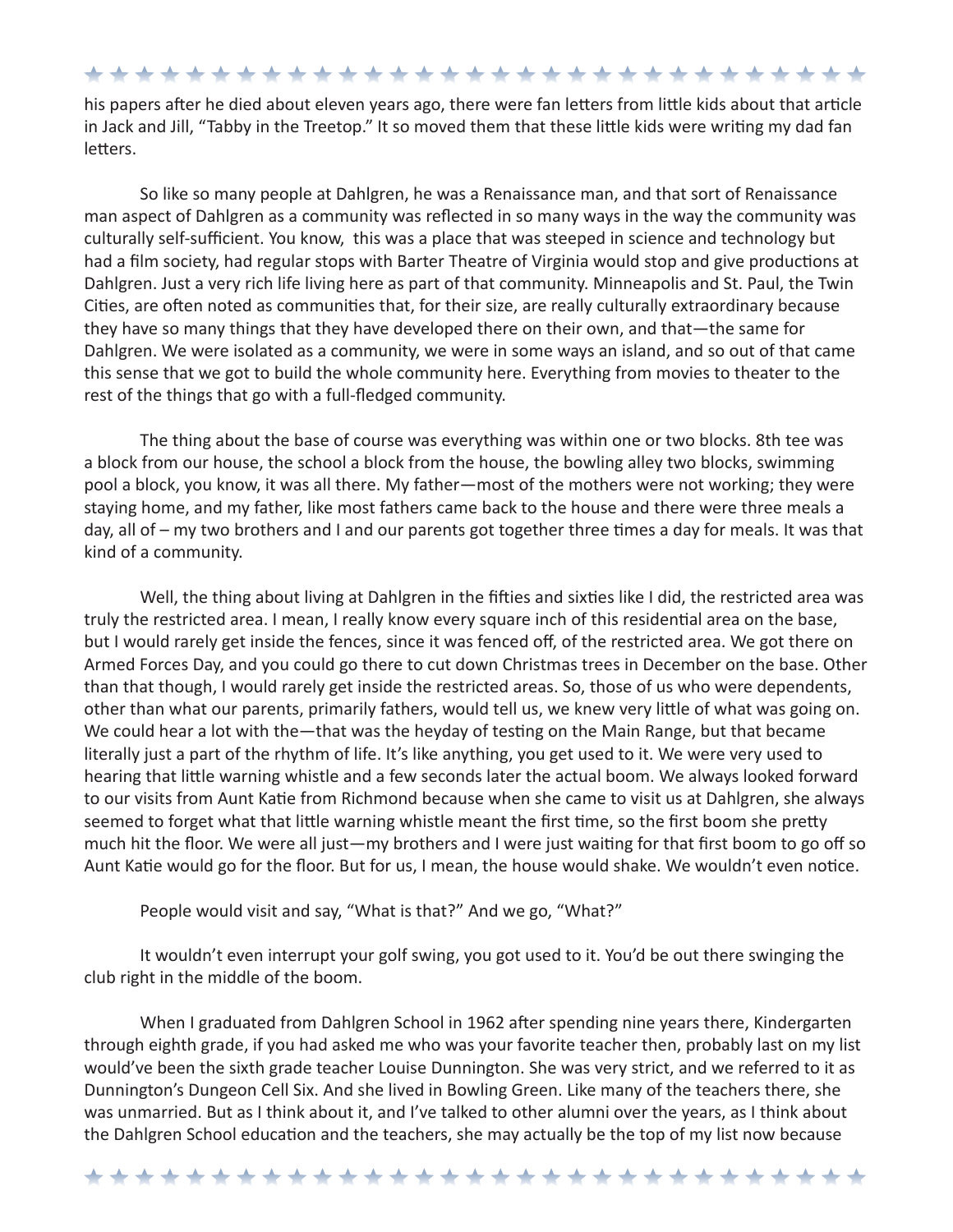his papers after he died about eleven years ago, there were fan letters from little kids about that article in Jack and Jill, "Tabby in the Treetop." It so moved them that these little kids were writing my dad fan letters.

So like so many people at Dahlgren, he was a Renaissance man, and that sort of Renaissance man aspect of Dahlgren as a community was reflected in so many ways in the way the community was culturally self-sufficient. You know, this was a place that was steeped in science and technology but had a film society, had regular stops with Barter Theatre of Virginia would stop and give productions at Dahlgren. Just a very rich life living here as part of that community. Minneapolis and St. Paul, the Twin Cities, are often noted as communities that, for their size, are really culturally extraordinary because they have so many things that they have developed there on their own, and that—the same for Dahlgren. We were isolated as a community, we were in some ways an island, and so out of that came this sense that we got to build the whole community here. Everything from movies to theater to the rest of the things that go with a full-fledged community.

The thing about the base of course was everything was within one or two blocks. 8th tee was a block from our house, the school a block from the house, the bowling alley two blocks, swimming pool a block, you know, it was all there. My father—most of the mothers were not working; they were staying home, and my father, like most fathers came back to the house and there were three meals a day, all of – my two brothers and I and our parents got together three times a day for meals. It was that kind of a community.

Well, the thing about living at Dahlgren in the fifties and sixties like I did, the restricted area was truly the restricted area. I mean, I really know every square inch of this residential area on the base, but I would rarely get inside the fences, since it was fenced off, of the restricted area. We got there on Armed Forces Day, and you could go there to cut down Christmas trees in December on the base. Other than that though, I would rarely get inside the restricted areas. So, those of us who were dependents, other than what our parents, primarily fathers, would tell us, we knew very little of what was going on. We could hear a lot with the—that was the heyday of testing on the Main Range, but that became literally just a part of the rhythm of life. It's like anything, you get used to it. We were very used to hearing that little warning whistle and a few seconds later the actual boom. We always looked forward to our visits from Aunt Katie from Richmond because when she came to visit us at Dahlgren, she always seemed to forget what that little warning whistle meant the first time, so the first boom she pretty much hit the floor. We were all just—my brothers and I were just waiting for that first boom to go off so Aunt Katie would go for the floor. But for us, I mean, the house would shake. We wouldn't even notice.

People would visit and say, "What is that?" And we go, "What?"

It wouldn't even interrupt your golf swing, you got used to it. You'd be out there swinging the club right in the middle of the boom.

When I graduated from Dahlgren School in 1962 after spending nine years there, Kindergarten through eighth grade, if you had asked me who was your favorite teacher then, probably last on my list would've been the sixth grade teacher Louise Dunnington. She was very strict, and we referred to it as Dunnington's Dungeon Cell Six. And she lived in Bowling Green. Like many of the teachers there, she was unmarried. But as I think about it, and I've talked to other alumni over the years, as I think about the Dahlgren School education and the teachers, she may actually be the top of my list now because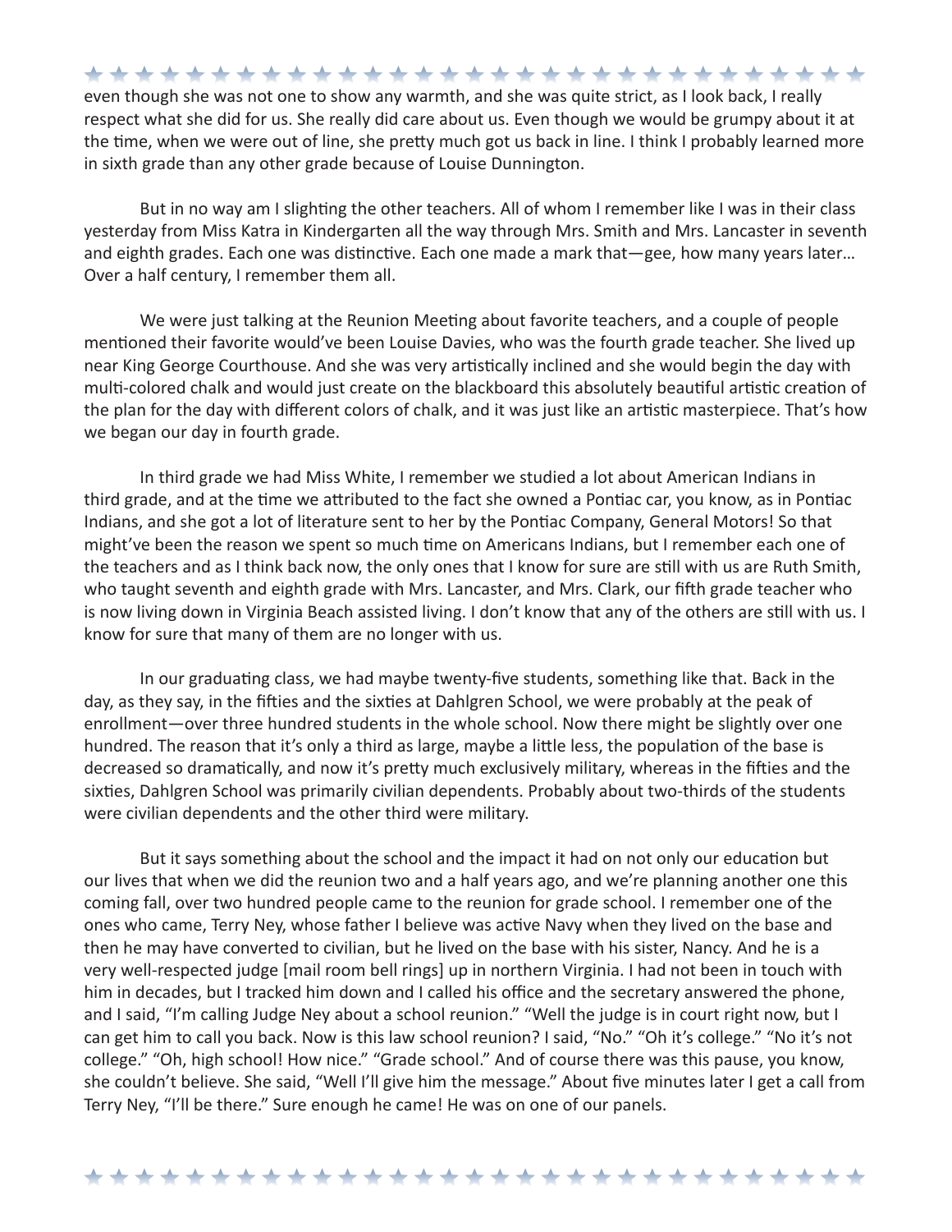even though she was not one to show any warmth, and she was quite strict, as I look back, I really respect what she did for us. She really did care about us. Even though we would be grumpy about it at the time, when we were out of line, she pretty much got us back in line. I think I probably learned more in sixth grade than any other grade because of Louise Dunnington.

But in no way am I slighting the other teachers. All of whom I remember like I was in their class yesterday from Miss Katra in Kindergarten all the way through Mrs. Smith and Mrs. Lancaster in seventh and eighth grades. Each one was distinctive. Each one made a mark that—gee, how many years later… Over a half century, I remember them all.

We were just talking at the Reunion Meeting about favorite teachers, and a couple of people mentioned their favorite would've been Louise Davies, who was the fourth grade teacher. She lived up near King George Courthouse. And she was very artistically inclined and she would begin the day with multi-colored chalk and would just create on the blackboard this absolutely beautiful artistic creation of the plan for the day with different colors of chalk, and it was just like an artistic masterpiece. That's how we began our day in fourth grade.

In third grade we had Miss White, I remember we studied a lot about American Indians in third grade, and at the time we attributed to the fact she owned a Pontiac car, you know, as in Pontiac Indians, and she got a lot of literature sent to her by the Pontiac Company, General Motors! So that might've been the reason we spent so much time on Americans Indians, but I remember each one of the teachers and as I think back now, the only ones that I know for sure are still with us are Ruth Smith, who taught seventh and eighth grade with Mrs. Lancaster, and Mrs. Clark, our fifth grade teacher who is now living down in Virginia Beach assisted living. I don't know that any of the others are still with us. I know for sure that many of them are no longer with us.

In our graduating class, we had maybe twenty-five students, something like that. Back in the day, as they say, in the fifties and the sixties at Dahlgren School, we were probably at the peak of enrollment—over three hundred students in the whole school. Now there might be slightly over one hundred. The reason that it's only a third as large, maybe a little less, the population of the base is decreased so dramatically, and now it's pretty much exclusively military, whereas in the fifties and the sixties, Dahlgren School was primarily civilian dependents. Probably about two-thirds of the students were civilian dependents and the other third were military.

But it says something about the school and the impact it had on not only our education but our lives that when we did the reunion two and a half years ago, and we're planning another one this coming fall, over two hundred people came to the reunion for grade school. I remember one of the ones who came, Terry Ney, whose father I believe was active Navy when they lived on the base and then he may have converted to civilian, but he lived on the base with his sister, Nancy. And he is a very well-respected judge [mail room bell rings] up in northern Virginia. I had not been in touch with him in decades, but I tracked him down and I called his office and the secretary answered the phone, and I said, "I'm calling Judge Ney about a school reunion." "Well the judge is in court right now, but I can get him to call you back. Now is this law school reunion? I said, "No." "Oh it's college." "No it's not college." "Oh, high school! How nice." "Grade school." And of course there was this pause, you know, she couldn't believe. She said, "Well I'll give him the message." About five minutes later I get a call from Terry Ney, "I'll be there." Sure enough he came! He was on one of our panels.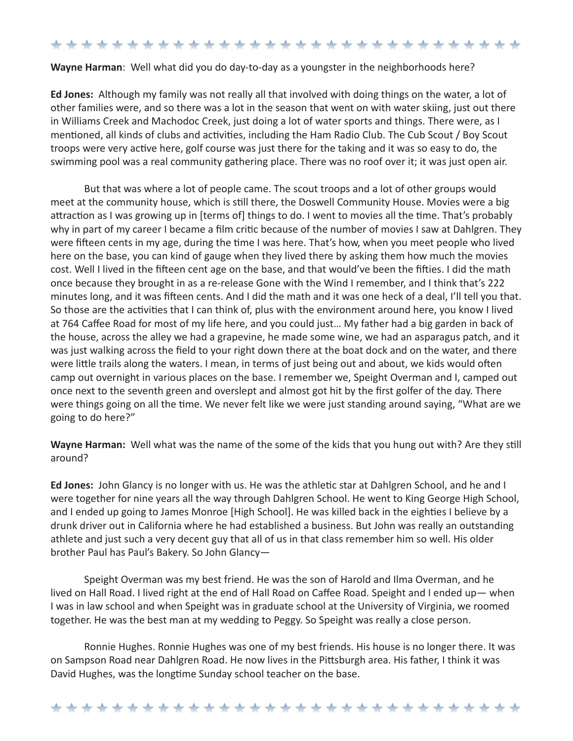**Wayne Harman**: Well what did you do day-to-day as a youngster in the neighborhoods here?

**Ed Jones:** Although my family was not really all that involved with doing things on the water, a lot of other families were, and so there was a lot in the season that went on with water skiing, just out there in Williams Creek and Machodoc Creek, just doing a lot of water sports and things. There were, as I mentioned, all kinds of clubs and activities, including the Ham Radio Club. The Cub Scout / Boy Scout troops were very active here, golf course was just there for the taking and it was so easy to do, the swimming pool was a real community gathering place. There was no roof over it; it was just open air.

But that was where a lot of people came. The scout troops and a lot of other groups would meet at the community house, which is still there, the Doswell Community House. Movies were a big attraction as I was growing up in [terms of] things to do. I went to movies all the time. That's probably why in part of my career I became a film critic because of the number of movies I saw at Dahlgren. They were fifteen cents in my age, during the time I was here. That's how, when you meet people who lived here on the base, you can kind of gauge when they lived there by asking them how much the movies cost. Well I lived in the fifteen cent age on the base, and that would've been the fifties. I did the math once because they brought in as a re-release Gone with the Wind I remember, and I think that's 222 minutes long, and it was fifteen cents. And I did the math and it was one heck of a deal, I'll tell you that. So those are the activities that I can think of, plus with the environment around here, you know I lived at 764 Caffee Road for most of my life here, and you could just… My father had a big garden in back of the house, across the alley we had a grapevine, he made some wine, we had an asparagus patch, and it was just walking across the field to your right down there at the boat dock and on the water, and there were little trails along the waters. I mean, in terms of just being out and about, we kids would often camp out overnight in various places on the base. I remember we, Speight Overman and I, camped out once next to the seventh green and overslept and almost got hit by the first golfer of the day. There were things going on all the time. We never felt like we were just standing around saying, "What are we going to do here?"

**Wayne Harman:** Well what was the name of the some of the kids that you hung out with? Are they still around?

**Ed Jones:** John Glancy is no longer with us. He was the athletic star at Dahlgren School, and he and I were together for nine years all the way through Dahlgren School. He went to King George High School, and I ended up going to James Monroe [High School]. He was killed back in the eighties I believe by a drunk driver out in California where he had established a business. But John was really an outstanding athlete and just such a very decent guy that all of us in that class remember him so well. His older brother Paul has Paul's Bakery. So John Glancy—

Speight Overman was my best friend. He was the son of Harold and Ilma Overman, and he lived on Hall Road. I lived right at the end of Hall Road on Caffee Road. Speight and I ended up— when I was in law school and when Speight was in graduate school at the University of Virginia, we roomed together. He was the best man at my wedding to Peggy. So Speight was really a close person.

Ronnie Hughes. Ronnie Hughes was one of my best friends. His house is no longer there. It was on Sampson Road near Dahlgren Road. He now lives in the Pittsburgh area. His father, I think it was David Hughes, was the longtime Sunday school teacher on the base.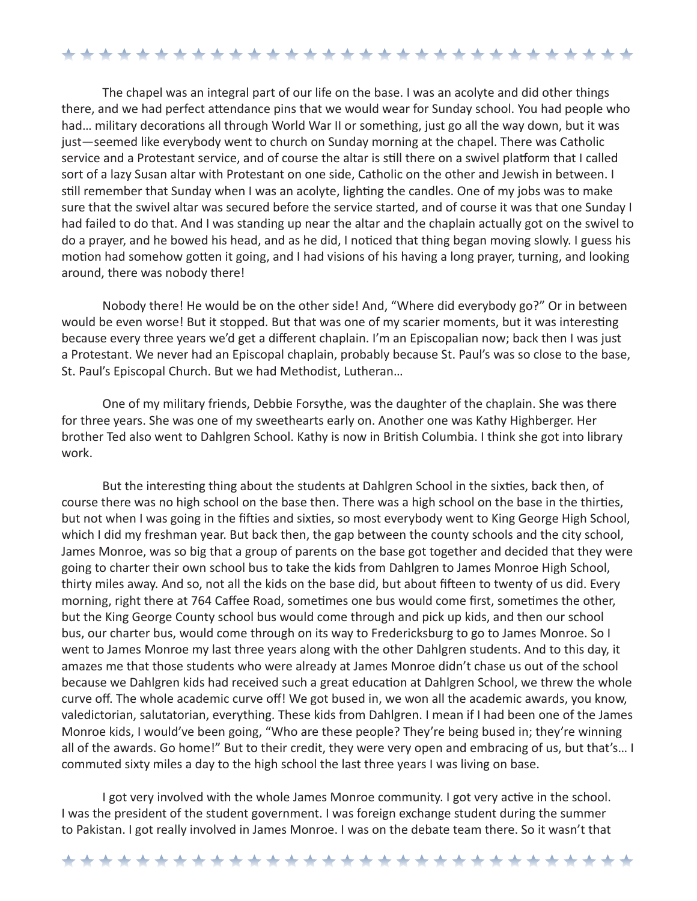The chapel was an integral part of our life on the base. I was an acolyte and did other things there, and we had perfect attendance pins that we would wear for Sunday school. You had people who had… military decorations all through World War II or something, just go all the way down, but it was just—seemed like everybody went to church on Sunday morning at the chapel. There was Catholic service and a Protestant service, and of course the altar is still there on a swivel platform that I called sort of a lazy Susan altar with Protestant on one side, Catholic on the other and Jewish in between. I still remember that Sunday when I was an acolyte, lighting the candles. One of my jobs was to make sure that the swivel altar was secured before the service started, and of course it was that one Sunday I had failed to do that. And I was standing up near the altar and the chaplain actually got on the swivel to do a prayer, and he bowed his head, and as he did, I noticed that thing began moving slowly. I guess his motion had somehow gotten it going, and I had visions of his having a long prayer, turning, and looking around, there was nobody there!

Nobody there! He would be on the other side! And, "Where did everybody go?" Or in between would be even worse! But it stopped. But that was one of my scarier moments, but it was interesting because every three years we'd get a different chaplain. I'm an Episcopalian now; back then I was just a Protestant. We never had an Episcopal chaplain, probably because St. Paul's was so close to the base, St. Paul's Episcopal Church. But we had Methodist, Lutheran…

One of my military friends, Debbie Forsythe, was the daughter of the chaplain. She was there for three years. She was one of my sweethearts early on. Another one was Kathy Highberger. Her brother Ted also went to Dahlgren School. Kathy is now in British Columbia. I think she got into library work.

But the interesting thing about the students at Dahlgren School in the sixties, back then, of course there was no high school on the base then. There was a high school on the base in the thirties, but not when I was going in the fifties and sixties, so most everybody went to King George High School, which I did my freshman year. But back then, the gap between the county schools and the city school, James Monroe, was so big that a group of parents on the base got together and decided that they were going to charter their own school bus to take the kids from Dahlgren to James Monroe High School, thirty miles away. And so, not all the kids on the base did, but about fifteen to twenty of us did. Every morning, right there at 764 Caffee Road, sometimes one bus would come first, sometimes the other, but the King George County school bus would come through and pick up kids, and then our school bus, our charter bus, would come through on its way to Fredericksburg to go to James Monroe. So I went to James Monroe my last three years along with the other Dahlgren students. And to this day, it amazes me that those students who were already at James Monroe didn't chase us out of the school because we Dahlgren kids had received such a great education at Dahlgren School, we threw the whole curve off. The whole academic curve off! We got bused in, we won all the academic awards, you know, valedictorian, salutatorian, everything. These kids from Dahlgren. I mean if I had been one of the James Monroe kids, I would've been going, "Who are these people? They're being bused in; they're winning all of the awards. Go home!" But to their credit, they were very open and embracing of us, but that's… I commuted sixty miles a day to the high school the last three years I was living on base.

I got very involved with the whole James Monroe community. I got very active in the school. I was the president of the student government. I was foreign exchange student during the summer to Pakistan. I got really involved in James Monroe. I was on the debate team there. So it wasn't that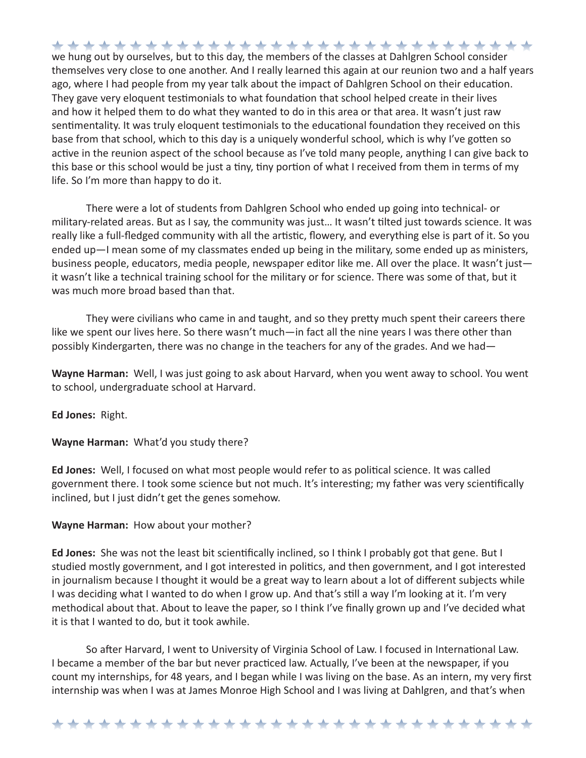we hung out by ourselves, but to this day, the members of the classes at Dahlgren School consider themselves very close to one another. And I really learned this again at our reunion two and a half years ago, where I had people from my year talk about the impact of Dahlgren School on their education. They gave very eloquent testimonials to what foundation that school helped create in their lives and how it helped them to do what they wanted to do in this area or that area. It wasn't just raw sentimentality. It was truly eloquent testimonials to the educational foundation they received on this base from that school, which to this day is a uniquely wonderful school, which is why I've gotten so active in the reunion aspect of the school because as I've told many people, anything I can give back to this base or this school would be just a tiny, tiny portion of what I received from them in terms of my life. So I'm more than happy to do it.

There were a lot of students from Dahlgren School who ended up going into technical- or military-related areas. But as I say, the community was just… It wasn't tilted just towards science. It was really like a full-fledged community with all the artistic, flowery, and everything else is part of it. So you ended up—I mean some of my classmates ended up being in the military, some ended up as ministers, business people, educators, media people, newspaper editor like me. All over the place. It wasn't just—it wasn't like a technical training school for the military or for science. There was some of that, but it was much more broad based than that.

They were civilians who came in and taught, and so they pretty much spent their careers there like we spent our lives here. So there wasn't much—in fact all the nine years I was there other than possibly Kindergarten, there was no change in the teachers for any of the grades. And we had—

**Wayne Harman:** Well, I was just going to ask about Harvard, when you went away to school. You went to school, undergraduate school at Harvard.

**Ed Jones:** Right.

**Wayne Harman:** What'd you study there?

**Ed Jones:** Well, I focused on what most people would refer to as political science. It was called government there. I took some science but not much. It's interesting; my father was very scientifically inclined, but I just didn't get the genes somehow.

**Wayne Harman:** How about your mother?

**Ed Jones:** She was not the least bit scientifically inclined, so I think I probably got that gene. But I studied mostly government, and I got interested in politics, and then government, and I got interested in journalism because I thought it would be a great way to learn about a lot of different subjects while I was deciding what I wanted to do when I grow up. And that's still a way I'm looking at it. I'm very methodical about that. About to leave the paper, so I think I've finally grown up and I've decided what it is that I wanted to do, but it took awhile.

So after Harvard, I went to University of Virginia School of Law. I focused in International Law. I became a member of the bar but never practiced law. Actually, I've been at the newspaper, if you count my internships, for 48 years, and I began while I was living on the base. As an intern, my very first internship was when I was at James Monroe High School and I was living at Dahlgren, and that's when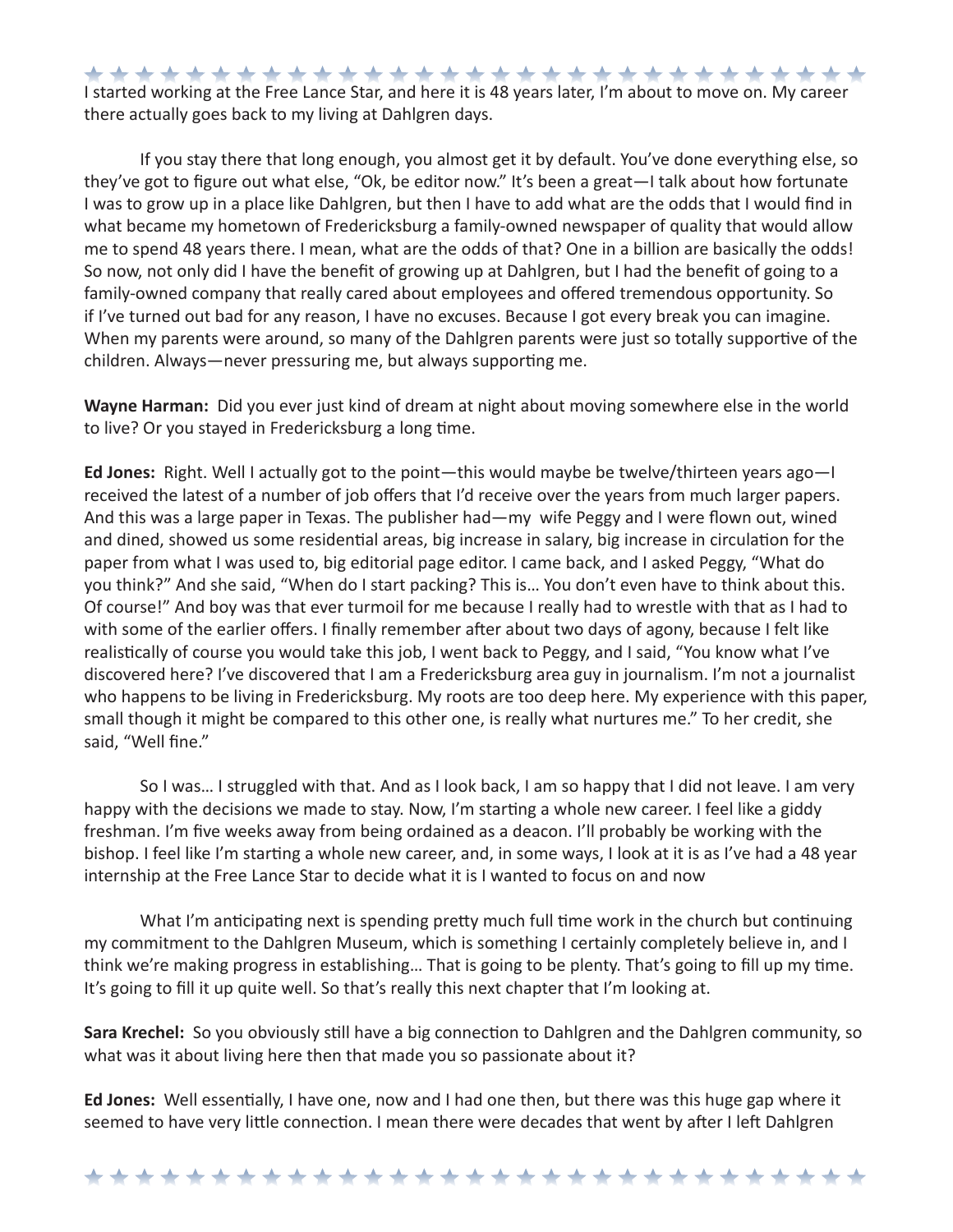I started working at the Free Lance Star, and here it is 48 years later, I'm about to move on. My career there actually goes back to my living at Dahlgren days.

If you stay there that long enough, you almost get it by default. You've done everything else, so they've got to figure out what else, "Ok, be editor now." It's been a great—I talk about how fortunate I was to grow up in a place like Dahlgren, but then I have to add what are the odds that I would find in what became my hometown of Fredericksburg a family-owned newspaper of quality that would allow me to spend 48 years there. I mean, what are the odds of that? One in a billion are basically the odds! So now, not only did I have the benefit of growing up at Dahlgren, but I had the benefit of going to a family-owned company that really cared about employees and offered tremendous opportunity. So if I've turned out bad for any reason, I have no excuses. Because I got every break you can imagine. When my parents were around, so many of the Dahlgren parents were just so totally supportive of the children. Always—never pressuring me, but always supporting me.

**Wayne Harman:** Did you ever just kind of dream at night about moving somewhere else in the world to live? Or you stayed in Fredericksburg a long time.

**Ed Jones:** Right. Well I actually got to the point—this would maybe be twelve/thirteen years ago—I received the latest of a number of job offers that I'd receive over the years from much larger papers. And this was a large paper in Texas. The publisher had—my wife Peggy and I were flown out, wined and dined, showed us some residential areas, big increase in salary, big increase in circulation for the paper from what I was used to, big editorial page editor. I came back, and I asked Peggy, "What do you think?" And she said, "When do I start packing? This is… You don't even have to think about this. Of course!" And boy was that ever turmoil for me because I really had to wrestle with that as I had to with some of the earlier offers. I finally remember after about two days of agony, because I felt like realistically of course you would take this job, I went back to Peggy, and I said, "You know what I've discovered here? I've discovered that I am a Fredericksburg area guy in journalism. I'm not a journalist who happens to be living in Fredericksburg. My roots are too deep here. My experience with this paper, small though it might be compared to this other one, is really what nurtures me." To her credit, she said, "Well fine."

So I was… I struggled with that. And as I look back, I am so happy that I did not leave. I am very happy with the decisions we made to stay. Now, I'm starting a whole new career. I feel like a giddy freshman. I'm five weeks away from being ordained as a deacon. I'll probably be working with the bishop. I feel like I'm starting a whole new career, and, in some ways, I look at it is as I've had a 48 year internship at the Free Lance Star to decide what it is I wanted to focus on and now

What I'm anticipating next is spending pretty much full time work in the church but continuing my commitment to the Dahlgren Museum, which is something I certainly completely believe in, and I think we're making progress in establishing… That is going to be plenty. That's going to fill up my time. It's going to fill it up quite well. So that's really this next chapter that I'm looking at.

**Sara Krechel:** So you obviously still have a big connection to Dahlgren and the Dahlgren community, so what was it about living here then that made you so passionate about it?

**Ed Jones:** Well essentially, I have one, now and I had one then, but there was this huge gap where it seemed to have very little connection. I mean there were decades that went by after I left Dahlgren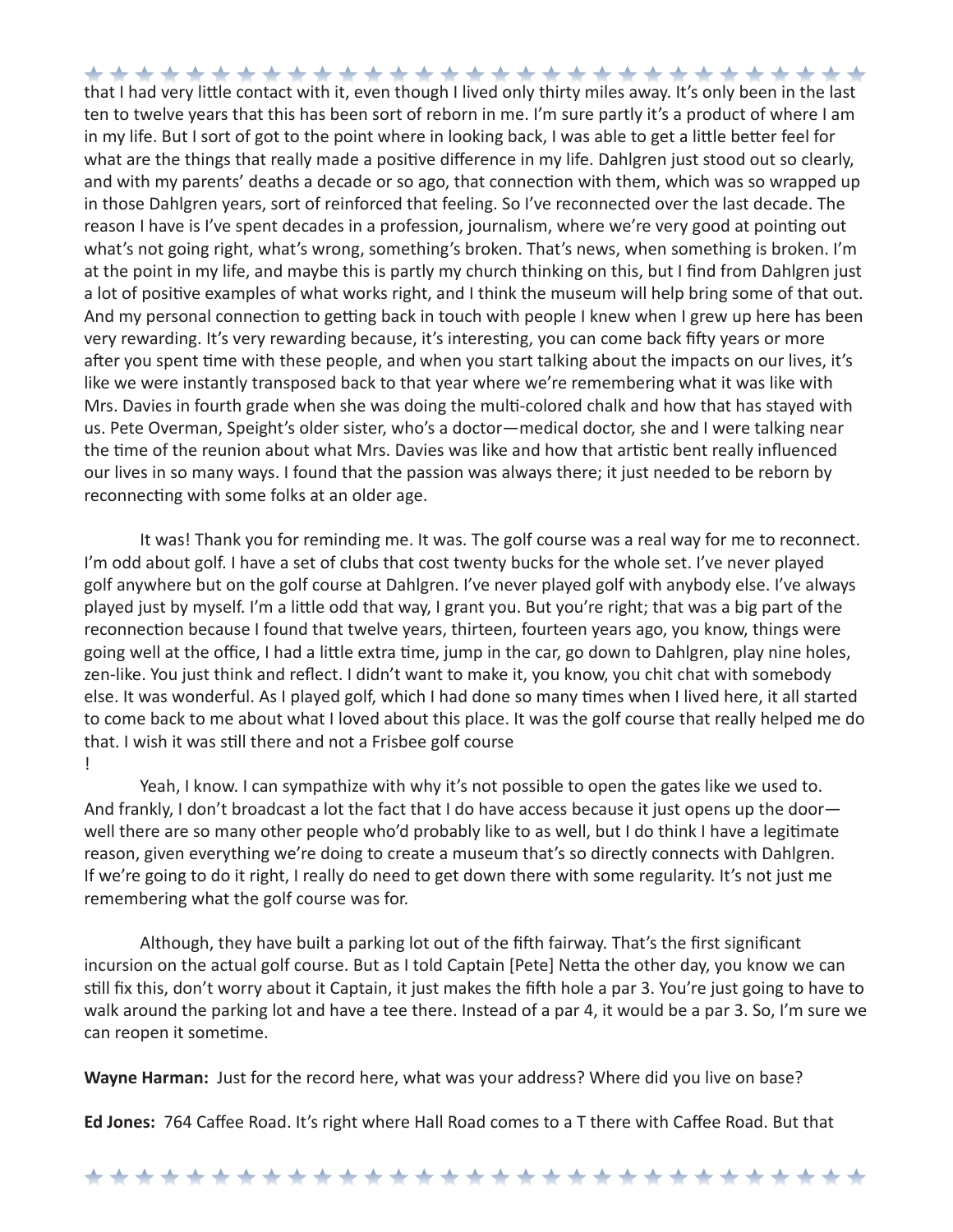that I had very little contact with it, even though I lived only thirty miles away. It's only been in the last ten to twelve years that this has been sort of reborn in me. I'm sure partly it's a product of where I am in my life. But I sort of got to the point where in looking back, I was able to get a little better feel for what are the things that really made a positive difference in my life. Dahlgren just stood out so clearly, and with my parents' deaths a decade or so ago, that connection with them, which was so wrapped up in those Dahlgren years, sort of reinforced that feeling. So I've reconnected over the last decade. The reason I have is I've spent decades in a profession, journalism, where we're very good at pointing out what's not going right, what's wrong, something's broken. That's news, when something is broken. I'm at the point in my life, and maybe this is partly my church thinking on this, but I find from Dahlgren just a lot of positive examples of what works right, and I think the museum will help bring some of that out. And my personal connection to getting back in touch with people I knew when I grew up here has been very rewarding. It's very rewarding because, it's interesting, you can come back fifty years or more after you spent time with these people, and when you start talking about the impacts on our lives, it's like we were instantly transposed back to that year where we're remembering what it was like with Mrs. Davies in fourth grade when she was doing the multi-colored chalk and how that has stayed with us. Pete Overman, Speight's older sister, who's a doctor—medical doctor, she and I were talking near the time of the reunion about what Mrs. Davies was like and how that artistic bent really influenced our lives in so many ways. I found that the passion was always there; it just needed to be reborn by reconnecting with some folks at an older age.

It was! Thank you for reminding me. It was. The golf course was a real way for me to reconnect. I'm odd about golf. I have a set of clubs that cost twenty bucks for the whole set. I've never played golf anywhere but on the golf course at Dahlgren. I've never played golf with anybody else. I've always played just by myself. I'm a little odd that way, I grant you. But you're right; that was a big part of the reconnection because I found that twelve years, thirteen, fourteen years ago, you know, things were going well at the office, I had a little extra time, jump in the car, go down to Dahlgren, play nine holes, zen-like. You just think and reflect. I didn't want to make it, you know, you chit chat with somebody else. It was wonderful. As I played golf, which I had done so many times when I lived here, it all started to come back to me about what I loved about this place. It was the golf course that really helped me do that. I wish it was still there and not a Frisbee golf course!

Yeah, I know. I can sympathize with why it's not possible to open the gates like we used to. And frankly, I don't broadcast a lot the fact that I do have access because it just opens up the door—well there are so many other people who'd probably like to as well, but I do think I have a legitimate reason, given everything we're doing to create a museum that's so directly connects with Dahlgren. If we're going to do it right, I really do need to get down there with some regularity. It's not just me remembering what the golf course was for.

Although, they have built a parking lot out of the fifth fairway. That's the first significant incursion on the actual golf course. But as I told Captain [Pete] Netta the other day, you know we can still fix this, don't worry about it Captain, it just makes the fifth hole a par 3. You're just going to have to walk around the parking lot and have a tee there. Instead of a par 4, it would be a par 3. So, I'm sure we can reopen it sometime.

**Wayne Harman:** Just for the record here, what was your address? Where did you live on base?

**Ed Jones:** 764 Caffee Road. It's right where Hall Road comes to a T there with Caffee Road. But that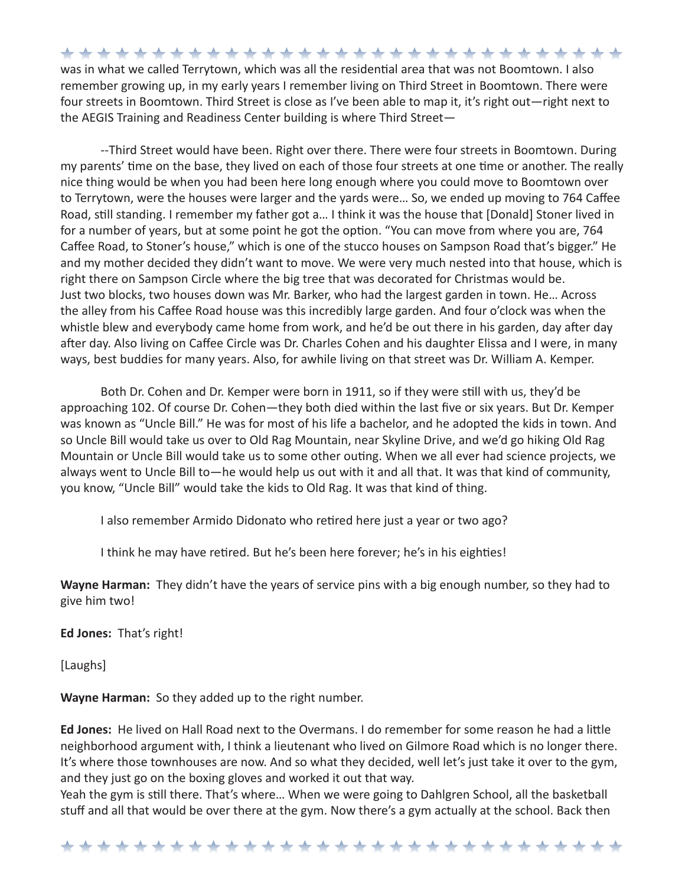was in what we called Terrytown, which was all the residential area that was not Boomtown. I also remember growing up, in my early years I remember living on Third Street in Boomtown. There were four streets in Boomtown. Third Street is close as I've been able to map it, it's right out—right next to the AEGIS Training and Readiness Center building is where Third Street—

--Third Street would have been. Right over there. There were four streets in Boomtown. During my parents' time on the base, they lived on each of those four streets at one time or another. The really nice thing would be when you had been here long enough where you could move to Boomtown over to Terrytown, were the houses were larger and the yards were… So, we ended up moving to 764 Caffee Road, still standing. I remember my father got a… I think it was the house that [Donald] Stoner lived in for a number of years, but at some point he got the option. "You can move from where you are, 764 Caffee Road, to Stoner's house," which is one of the stucco houses on Sampson Road that's bigger." He and my mother decided they didn't want to move. We were very much nested into that house, which is right there on Sampson Circle where the big tree that was decorated for Christmas would be.
Just two blocks, two houses down was Mr. Barker, who had the largest garden in town. He… Across the alley from his Caffee Road house was this incredibly large garden. And four o'clock was when the whistle blew and everybody came home from work, and he'd be out there in his garden, day after day after day. Also living on Caffee Circle was Dr. Charles Cohen and his daughter Elissa and I were, in many ways, best buddies for many years. Also, for awhile living on that street was Dr. William A. Kemper.

Both Dr. Cohen and Dr. Kemper were born in 1911, so if they were still with us, they'd be approaching 102. Of course Dr. Cohen—they both died within the last five or six years. But Dr. Kemper was known as "Uncle Bill." He was for most of his life a bachelor, and he adopted the kids in town. And so Uncle Bill would take us over to Old Rag Mountain, near Skyline Drive, and we'd go hiking Old Rag Mountain or Uncle Bill would take us to some other outing. When we all ever had science projects, we always went to Uncle Bill to—he would help us out with it and all that. It was that kind of community, you know, "Uncle Bill" would take the kids to Old Rag. It was that kind of thing.

I also remember Armido Didonato who retired here just a year or two ago?

I think he may have retired. But he's been here forever; he's in his eighties!

**Wayne Harman:** They didn't have the years of service pins with a big enough number, so they had to give him two!

**Ed Jones:** That's right!

[Laughs]

**Wayne Harman:** So they added up to the right number.

**Ed Jones:** He lived on Hall Road next to the Overmans. I do remember for some reason he had a little neighborhood argument with, I think a lieutenant who lived on Gilmore Road which is no longer there. It's where those townhouses are now. And so what they decided, well let's just take it over to the gym, and they just go on the boxing gloves and worked it out that way.
Yeah the gym is still there. That's where… When we were going to Dahlgren School, all the basketball stuff and all that would be over there at the gym. Now there's a gym actually at the school. Back then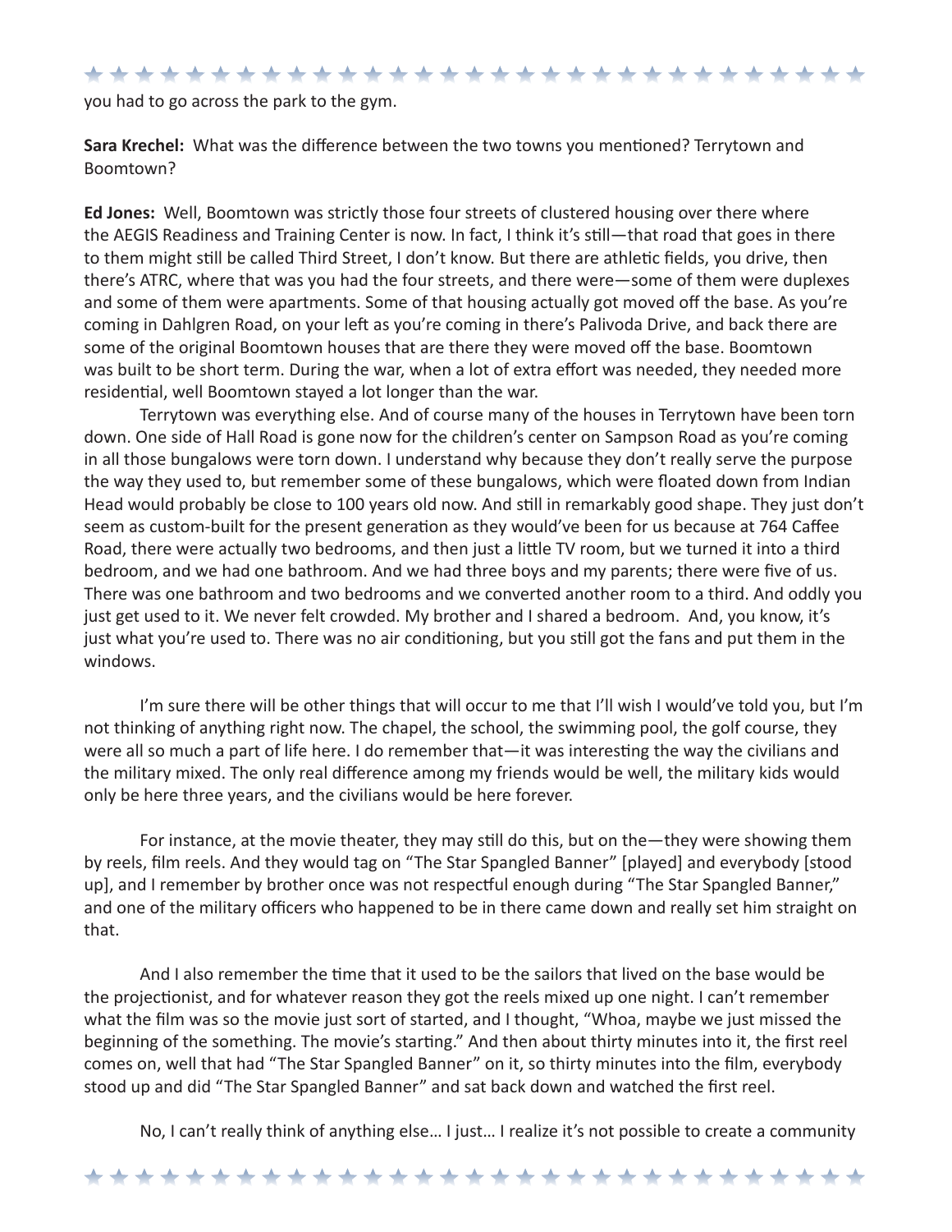you had to go across the park to the gym.

**Sara Krechel:** What was the difference between the two towns you mentioned? Terrytown and Boomtown?

**Ed Jones:** Well, Boomtown was strictly those four streets of clustered housing over there where the AEGIS Readiness and Training Center is now. In fact, I think it's still—that road that goes in there to them might still be called Third Street, I don't know. But there are athletic fields, you drive, then there's ATRC, where that was you had the four streets, and there were—some of them were duplexes and some of them were apartments. Some of that housing actually got moved off the base. As you're coming in Dahlgren Road, on your left as you're coming in there's Palivoda Drive, and back there are some of the original Boomtown houses that are there they were moved off the base. Boomtown was built to be short term. During the war, when a lot of extra effort was needed, they needed more residential, well Boomtown stayed a lot longer than the war.

Terrytown was everything else. And of course many of the houses in Terrytown have been torn down. One side of Hall Road is gone now for the children's center on Sampson Road as you're coming in all those bungalows were torn down. I understand why because they don't really serve the purpose the way they used to, but remember some of these bungalows, which were floated down from Indian Head would probably be close to 100 years old now. And still in remarkably good shape. They just don't seem as custom-built for the present generation as they would've been for us because at 764 Caffee Road, there were actually two bedrooms, and then just a little TV room, but we turned it into a third bedroom, and we had one bathroom. And we had three boys and my parents; there were five of us. There was one bathroom and two bedrooms and we converted another room to a third. And oddly you just get used to it. We never felt crowded. My brother and I shared a bedroom. And, you know, it's just what you're used to. There was no air conditioning, but you still got the fans and put them in the windows.

I'm sure there will be other things that will occur to me that I'll wish I would've told you, but I'm not thinking of anything right now. The chapel, the school, the swimming pool, the golf course, they were all so much a part of life here. I do remember that—it was interesting the way the civilians and the military mixed. The only real difference among my friends would be well, the military kids would only be here three years, and the civilians would be here forever.

For instance, at the movie theater, they may still do this, but on the—they were showing them by reels, film reels. And they would tag on "The Star Spangled Banner" [played] and everybody [stood up], and I remember by brother once was not respectful enough during "The Star Spangled Banner," and one of the military officers who happened to be in there came down and really set him straight on that.

And I also remember the time that it used to be the sailors that lived on the base would be the projectionist, and for whatever reason they got the reels mixed up one night. I can't remember what the film was so the movie just sort of started, and I thought, "Whoa, maybe we just missed the beginning of the something. The movie's starting." And then about thirty minutes into it, the first reel comes on, well that had "The Star Spangled Banner" on it, so thirty minutes into the film, everybody stood up and did "The Star Spangled Banner" and sat back down and watched the first reel.

No, I can't really think of anything else… I just… I realize it's not possible to create a community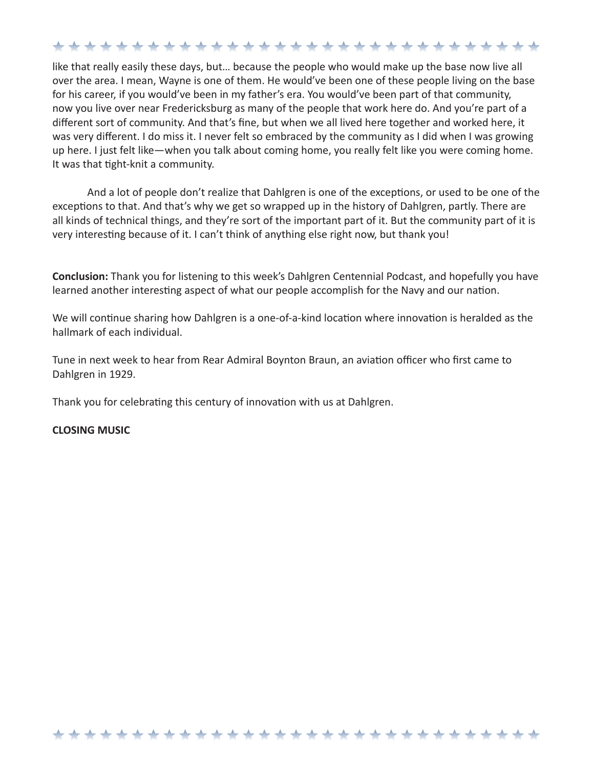like that really easily these days, but… because the people who would make up the base now live all over the area. I mean, Wayne is one of them. He would've been one of these people living on the base for his career, if you would've been in my father's era. You would've been part of that community, now you live over near Fredericksburg as many of the people that work here do. And you're part of a different sort of community. And that's fine, but when we all lived here together and worked here, it was very different. I do miss it. I never felt so embraced by the community as I did when I was growing up here. I just felt like—when you talk about coming home, you really felt like you were coming home. It was that tight-knit a community.

And a lot of people don't realize that Dahlgren is one of the exceptions, or used to be one of the exceptions to that. And that's why we get so wrapped up in the history of Dahlgren, partly. There are all kinds of technical things, and they're sort of the important part of it. But the community part of it is very interesting because of it. I can't think of anything else right now, but thank you!

**Conclusion:** Thank you for listening to this week's Dahlgren Centennial Podcast, and hopefully you have learned another interesting aspect of what our people accomplish for the Navy and our nation.

We will continue sharing how Dahlgren is a one-of-a-kind location where innovation is heralded as the hallmark of each individual.

Tune in next week to hear from Rear Admiral Boynton Braun, an aviation officer who first came to Dahlgren in 1929.

Thank you for celebrating this century of innovation with us at Dahlgren.

**CLOSING MUSIC**